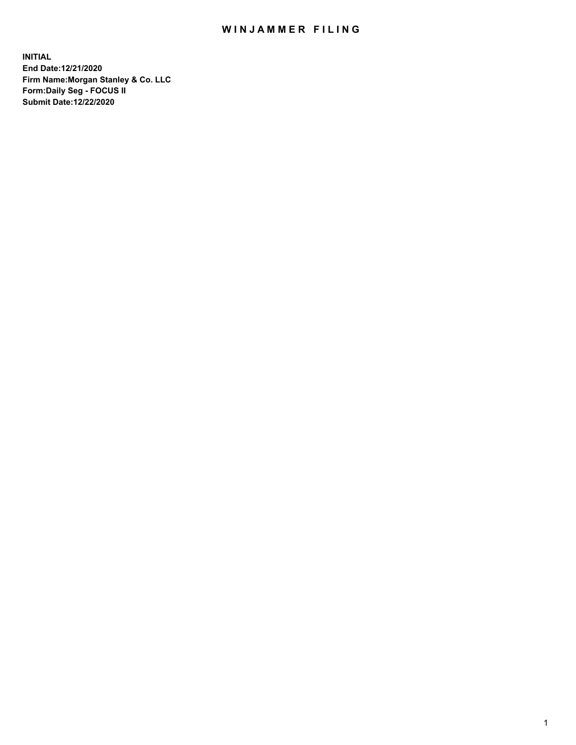# WINJAMMER FILING

**INITIAL**
**End Date:12/21/2020**
**Firm Name:Morgan Stanley & Co. LLC**
**Form:Daily Seg - FOCUS II**
**Submit Date:12/22/2020**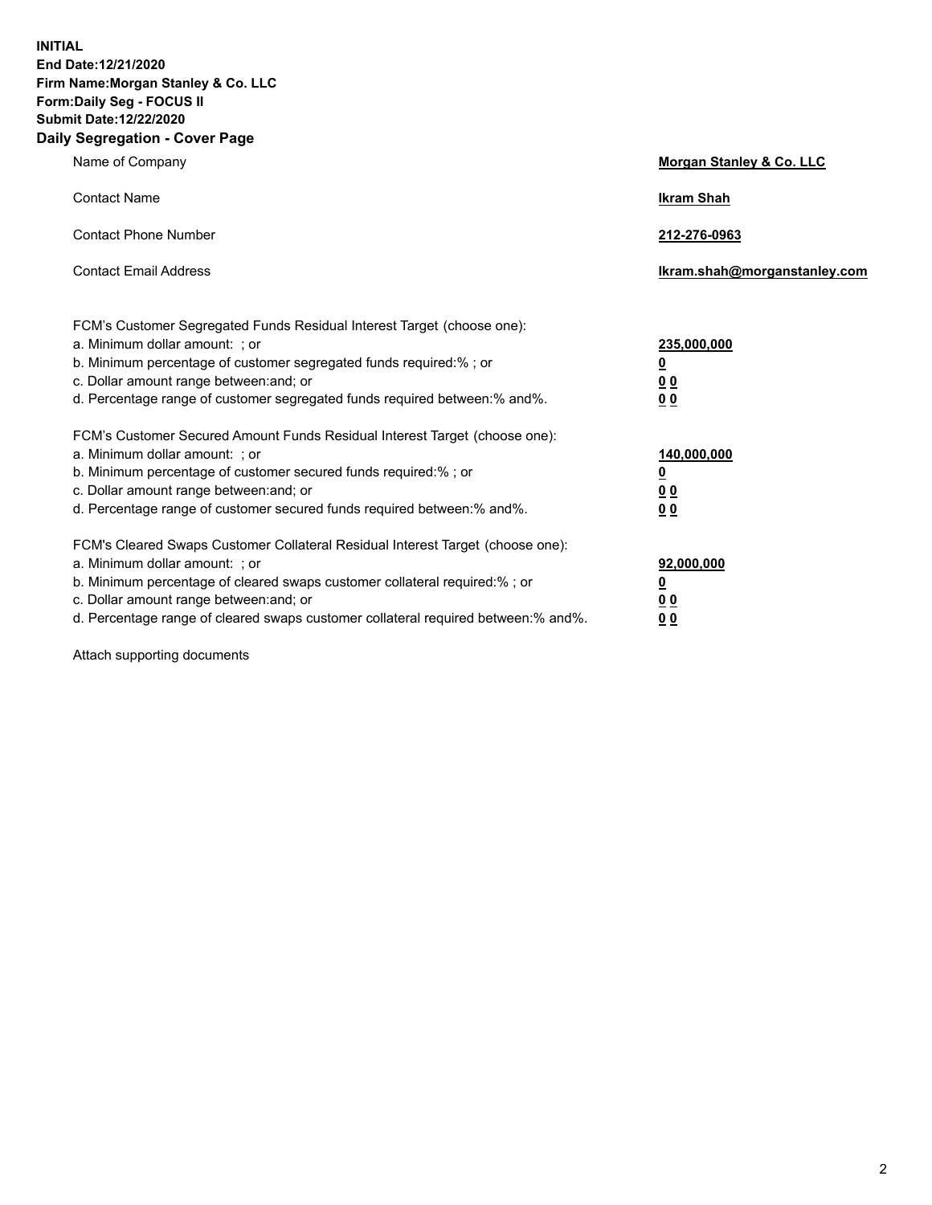**INITIAL**
**End Date:12/21/2020**
**Firm Name:Morgan Stanley & Co. LLC**
**Form:Daily Seg - FOCUS II**
**Submit Date:12/22/2020**

## Daily Segregation - Cover Page

| | |
|---|---|
| Name of Company | **Morgan Stanley & Co. LLC** |
| Contact Name | **Ikram Shah** |
| Contact Phone Number | **212-276-0963** |
| Contact Email Address | **Ikram.shah@morganstanley.com** |

| | |
|---|---|
| FCM's Customer Segregated Funds Residual Interest Target (choose one): | |
| a. Minimum dollar amount: ; or | **235,000,000** |
| b. Minimum percentage of customer segregated funds required:% ; or | **0** |
| c. Dollar amount range between:and; or | **0 0** |
| d. Percentage range of customer segregated funds required between:% and%. | **0 0** |
| FCM's Customer Secured Amount Funds Residual Interest Target (choose one): | |
| a. Minimum dollar amount: ; or | **140,000,000** |
| b. Minimum percentage of customer secured funds required:% ; or | **0** |
| c. Dollar amount range between:and; or | **0 0** |
| d. Percentage range of customer secured funds required between:% and%. | **0 0** |
| FCM's Cleared Swaps Customer Collateral Residual Interest Target (choose one): | |
| a. Minimum dollar amount: ; or | **92,000,000** |
| b. Minimum percentage of cleared swaps customer collateral required:% ; or | **0** |
| c. Dollar amount range between:and; or | **0 0** |
| d. Percentage range of cleared swaps customer collateral required between:% and%. | **0 0** |

Attach supporting documents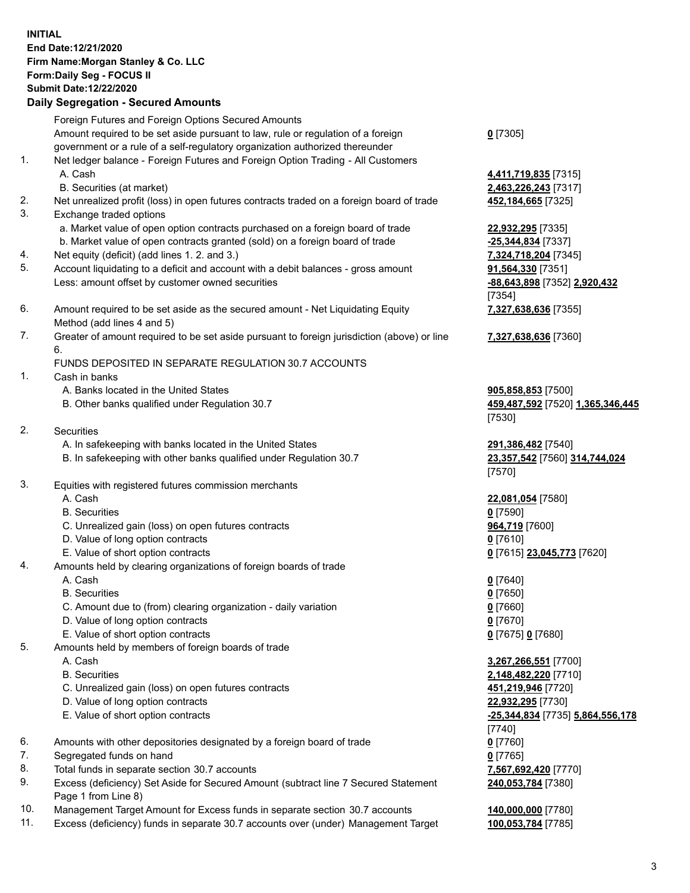**INITIAL**
**End Date:12/21/2020**
**Firm Name:Morgan Stanley & Co. LLC**
**Form:Daily Seg - FOCUS II**
**Submit Date:12/22/2020**

## Daily Segregation - Secured Amounts

| | | |
|---|---|---|
| | Foreign Futures and Foreign Options Secured Amounts | |
| | Amount required to be set aside pursuant to law, rule or regulation of a foreign government or a rule of a self-regulatory organization authorized thereunder | **0** [7305] |
| 1. | Net ledger balance - Foreign Futures and Foreign Option Trading - All Customers | |
| | A. Cash | **4,411,719,835** [7315] |
| | B. Securities (at market) | **2,463,226,243** [7317] |
| 2. | Net unrealized profit (loss) in open futures contracts traded on a foreign board of trade | **452,184,665** [7325] |
| 3. | Exchange traded options | |
| | a. Market value of open option contracts purchased on a foreign board of trade | **22,932,295** [7335] |
| | b. Market value of open contracts granted (sold) on a foreign board of trade | **-25,344,834** [7337] |
| 4. | Net equity (deficit) (add lines 1. 2. and 3.) | **7,324,718,204** [7345] |
| 5. | Account liquidating to a deficit and account with a debit balances - gross amount | **91,564,330** [7351] |
| | Less: amount offset by customer owned securities | **-88,643,898** [7352] **2,920,432** [7354] |
| 6. | Amount required to be set aside as the secured amount - Net Liquidating Equity Method (add lines 4 and 5) | **7,327,638,636** [7355] |
| 7. | Greater of amount required to be set aside pursuant to foreign jurisdiction (above) or line 6. | **7,327,638,636** [7360] |
| | FUNDS DEPOSITED IN SEPARATE REGULATION 30.7 ACCOUNTS | |
| 1. | Cash in banks | |
| | A. Banks located in the United States | **905,858,853** [7500] |
| | B. Other banks qualified under Regulation 30.7 | **459,487,592** [7520] **1,365,346,445** [7530] |
| 2. | Securities | |
| | A. In safekeeping with banks located in the United States | **291,386,482** [7540] |
| | B. In safekeeping with other banks qualified under Regulation 30.7 | **23,357,542** [7560] **314,744,024** [7570] |
| 3. | Equities with registered futures commission merchants | |
| | A. Cash | **22,081,054** [7580] |
| | B. Securities | **0** [7590] |
| | C. Unrealized gain (loss) on open futures contracts | **964,719** [7600] |
| | D. Value of long option contracts | **0** [7610] |
| | E. Value of short option contracts | **0** [7615] **23,045,773** [7620] |
| 4. | Amounts held by clearing organizations of foreign boards of trade | |
| | A. Cash | **0** [7640] |
| | B. Securities | **0** [7650] |
| | C. Amount due to (from) clearing organization - daily variation | **0** [7660] |
| | D. Value of long option contracts | **0** [7670] |
| | E. Value of short option contracts | **0** [7675] **0** [7680] |
| 5. | Amounts held by members of foreign boards of trade | |
| | A. Cash | **3,267,266,551** [7700] |
| | B. Securities | **2,148,482,220** [7710] |
| | C. Unrealized gain (loss) on open futures contracts | **451,219,946** [7720] |
| | D. Value of long option contracts | **22,932,295** [7730] |
| | E. Value of short option contracts | **-25,344,834** [7735] **5,864,556,178** [7740] |
| 6. | Amounts with other depositories designated by a foreign board of trade | **0** [7760] |
| 7. | Segregated funds on hand | **0** [7765] |
| 8. | Total funds in separate section 30.7 accounts | **7,567,692,420** [7770] |
| 9. | Excess (deficiency) Set Aside for Secured Amount (subtract line 7 Secured Statement Page 1 from Line 8) | **240,053,784** [7380] |
| 10. | Management Target Amount for Excess funds in separate section 30.7 accounts | **140,000,000** [7780] |
| 11. | Excess (deficiency) funds in separate 30.7 accounts over (under) Management Target | **100,053,784** [7785] |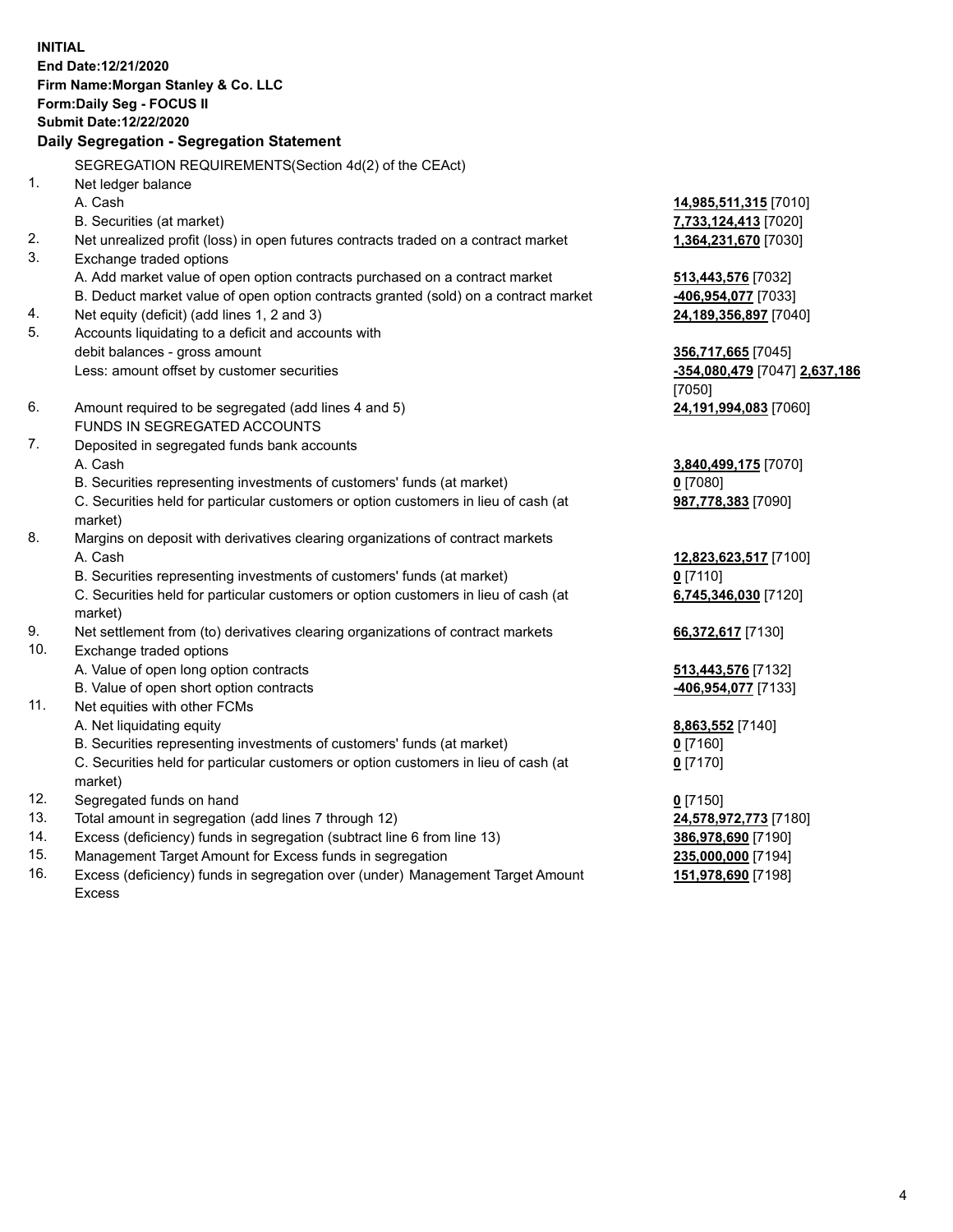**INITIAL**
**End Date:12/21/2020**
**Firm Name:Morgan Stanley & Co. LLC**
**Form:Daily Seg - FOCUS II**
**Submit Date:12/22/2020**

**Daily Segregation - Segregation Statement**

SEGREGATION REQUIREMENTS(Section 4d(2) of the CEAct)

| | | |
|---|---|---|
| 1. | Net ledger balance | |
| | A. Cash | **14,985,511,315** [7010] |
| | B. Securities (at market) | **7,733,124,413** [7020] |
| 2. | Net unrealized profit (loss) in open futures contracts traded on a contract market | **1,364,231,670** [7030] |
| 3. | Exchange traded options | |
| | A. Add market value of open option contracts purchased on a contract market | **513,443,576** [7032] |
| | B. Deduct market value of open option contracts granted (sold) on a contract market | **-406,954,077** [7033] |
| 4. | Net equity (deficit) (add lines 1, 2 and 3) | **24,189,356,897** [7040] |
| 5. | Accounts liquidating to a deficit and accounts with debit balances - gross amount | **356,717,665** [7045] |
| | Less: amount offset by customer securities | **-354,080,479** [7047] **2,637,186** [7050] |
| 6. | Amount required to be segregated (add lines 4 and 5) | **24,191,994,083** [7060] |
| | FUNDS IN SEGREGATED ACCOUNTS | |
| 7. | Deposited in segregated funds bank accounts | |
| | A. Cash | **3,840,499,175** [7070] |
| | B. Securities representing investments of customers' funds (at market) | **0** [7080] |
| | C. Securities held for particular customers or option customers in lieu of cash (at market) | **987,778,383** [7090] |
| 8. | Margins on deposit with derivatives clearing organizations of contract markets | |
| | A. Cash | **12,823,623,517** [7100] |
| | B. Securities representing investments of customers' funds (at market) | **0** [7110] |
| | C. Securities held for particular customers or option customers in lieu of cash (at market) | **6,745,346,030** [7120] |
| 9. | Net settlement from (to) derivatives clearing organizations of contract markets | **66,372,617** [7130] |
| 10. | Exchange traded options | |
| | A. Value of open long option contracts | **513,443,576** [7132] |
| | B. Value of open short option contracts | **-406,954,077** [7133] |
| 11. | Net equities with other FCMs | |
| | A. Net liquidating equity | **8,863,552** [7140] |
| | B. Securities representing investments of customers' funds (at market) | **0** [7160] |
| | C. Securities held for particular customers or option customers in lieu of cash (at market) | **0** [7170] |
| 12. | Segregated funds on hand | **0** [7150] |
| 13. | Total amount in segregation (add lines 7 through 12) | **24,578,972,773** [7180] |
| 14. | Excess (deficiency) funds in segregation (subtract line 6 from line 13) | **386,978,690** [7190] |
| 15. | Management Target Amount for Excess funds in segregation | **235,000,000** [7194] |
| 16. | Excess (deficiency) funds in segregation over (under) Management Target Amount Excess | **151,978,690** [7198] |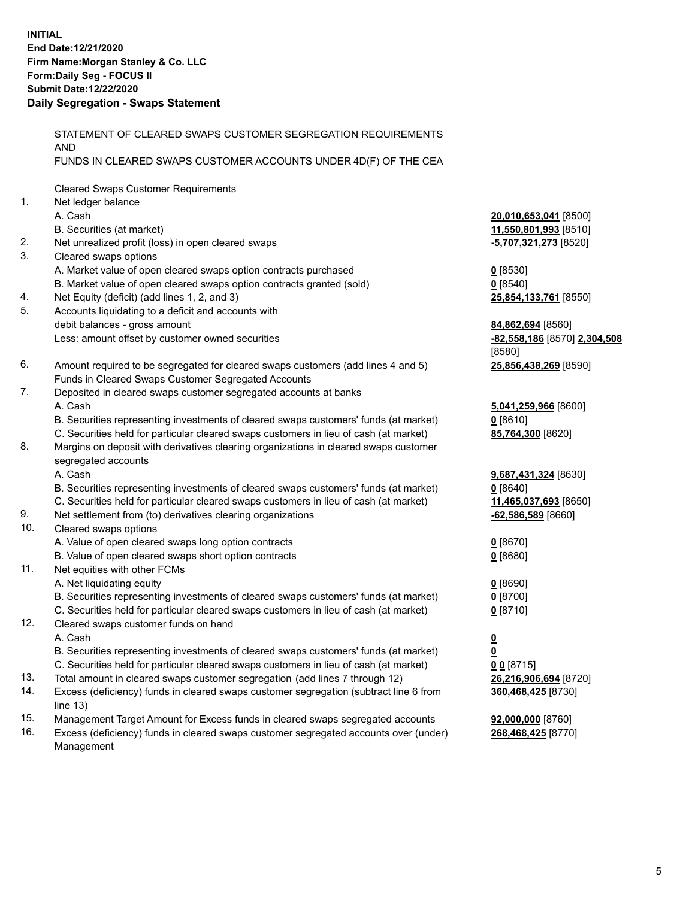**INITIAL**
**End Date:12/21/2020**
**Firm Name:Morgan Stanley & Co. LLC**
**Form:Daily Seg - FOCUS II**
**Submit Date:12/22/2020**
**Daily Segregation - Swaps Statement**

STATEMENT OF CLEARED SWAPS CUSTOMER SEGREGATION REQUIREMENTS AND
FUNDS IN CLEARED SWAPS CUSTOMER ACCOUNTS UNDER 4D(F) OF THE CEA

| | | |
|---|---|---|
| | Cleared Swaps Customer Requirements | |
| 1. | Net ledger balance | |
| | A. Cash | **20,010,653,041** [8500] |
| | B. Securities (at market) | **11,550,801,993** [8510] |
| 2. | Net unrealized profit (loss) in open cleared swaps | **-5,707,321,273** [8520] |
| 3. | Cleared swaps options | |
| | A. Market value of open cleared swaps option contracts purchased | **0** [8530] |
| | B. Market value of open cleared swaps option contracts granted (sold) | **0** [8540] |
| 4. | Net Equity (deficit) (add lines 1, 2, and 3) | **25,854,133,761** [8550] |
| 5. | Accounts liquidating to a deficit and accounts with debit balances - gross amount | **84,862,694** [8560] |
| | Less: amount offset by customer owned securities | **-82,558,186** [8570] **2,304,508** [8580] |
| 6. | Amount required to be segregated for cleared swaps customers (add lines 4 and 5) | **25,856,438,269** [8590] |
| | Funds in Cleared Swaps Customer Segregated Accounts | |
| 7. | Deposited in cleared swaps customer segregated accounts at banks | |
| | A. Cash | **5,041,259,966** [8600] |
| | B. Securities representing investments of cleared swaps customers' funds (at market) | **0** [8610] |
| | C. Securities held for particular cleared swaps customers in lieu of cash (at market) | **85,764,300** [8620] |
| 8. | Margins on deposit with derivatives clearing organizations in cleared swaps customer segregated accounts | |
| | A. Cash | **9,687,431,324** [8630] |
| | B. Securities representing investments of cleared swaps customers' funds (at market) | **0** [8640] |
| | C. Securities held for particular cleared swaps customers in lieu of cash (at market) | **11,465,037,693** [8650] |
| 9. | Net settlement from (to) derivatives clearing organizations | **-62,586,589** [8660] |
| 10. | Cleared swaps options | |
| | A. Value of open cleared swaps long option contracts | **0** [8670] |
| | B. Value of open cleared swaps short option contracts | **0** [8680] |
| 11. | Net equities with other FCMs | |
| | A. Net liquidating equity | **0** [8690] |
| | B. Securities representing investments of cleared swaps customers' funds (at market) | **0** [8700] |
| | C. Securities held for particular cleared swaps customers in lieu of cash (at market) | **0** [8710] |
| 12. | Cleared swaps customer funds on hand | |
| | A. Cash | **0** |
| | B. Securities representing investments of cleared swaps customers' funds (at market) | **0** |
| | C. Securities held for particular cleared swaps customers in lieu of cash (at market) | **0** **0** [8715] |
| 13. | Total amount in cleared swaps customer segregation (add lines 7 through 12) | **26,216,906,694** [8720] |
| 14. | Excess (deficiency) funds in cleared swaps customer segregation (subtract line 6 from line 13) | **360,468,425** [8730] |
| 15. | Management Target Amount for Excess funds in cleared swaps segregated accounts | **92,000,000** [8760] |
| 16. | Excess (deficiency) funds in cleared swaps customer segregated accounts over (under) Management | **268,468,425** [8770] |